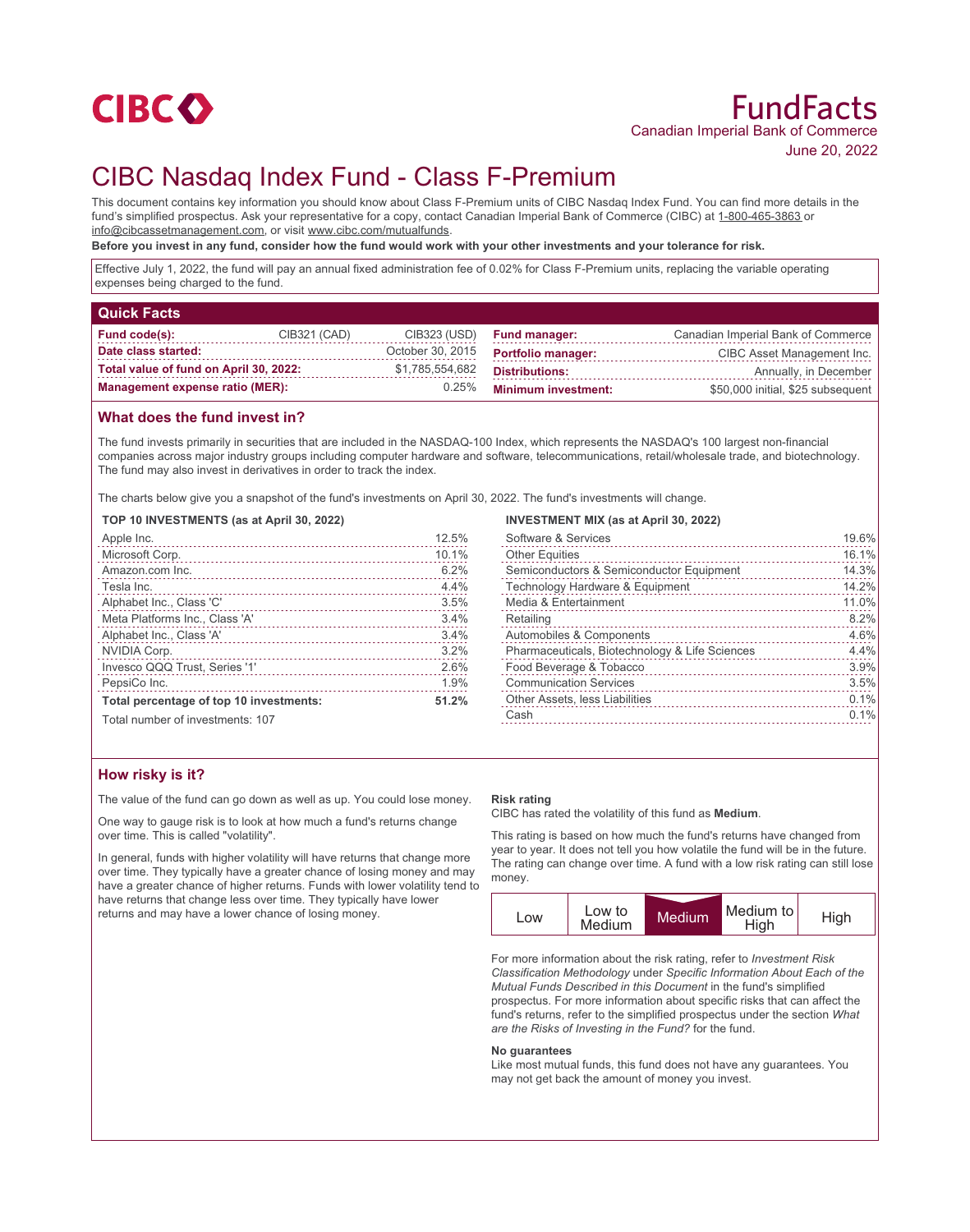CIBC

# FundFacts

Canadian Imperial Bank of Commerce

June 20, 2022

# CIBC Nasdaq Index Fund - Class F-Premium

This document contains key information you should know about Class F-Premium units of CIBC Nasdaq Index Fund. You can find more details in the fund's simplified prospectus. Ask your representative for a copy, contact Canadian Imperial Bank of Commerce (CIBC) at 1-800-465-3863 or info@cibcassetmanagement.com, or visit www.cibc.com/mutualfunds.

**Before you invest in any fund, consider how the fund would work with your other investments and your tolerance for risk.**

Effective July 1, 2022, the fund will pay an annual fixed administration fee of 0.02% for Class F-Premium units, replacing the variable operating expenses being charged to the fund.

## Quick Facts

| | | | | |
|---|---|---|---|---|
| **Fund code(s):** | CIB321 (CAD) | CIB323 (USD) | **Fund manager:** | Canadian Imperial Bank of Commerce |
| **Date class started:** | | October 30, 2015 | **Portfolio manager:** | CIBC Asset Management Inc. |
| **Total value of fund on April 30, 2022:** | | $1,785,554,682 | **Distributions:** | Annually, in December |
| **Management expense ratio (MER):** | | 0.25% | **Minimum investment:** | $50,000 initial, $25 subsequent |

## What does the fund invest in?

The fund invests primarily in securities that are included in the NASDAQ-100 Index, which represents the NASDAQ's 100 largest non-financial companies across major industry groups including computer hardware and software, telecommunications, retail/wholesale trade, and biotechnology. The fund may also invest in derivatives in order to track the index.

The charts below give you a snapshot of the fund's investments on April 30, 2022. The fund's investments will change.

**TOP 10 INVESTMENTS (as at April 30, 2022)**

| | |
|---|---|
| Apple Inc. | 12.5% |
| Microsoft Corp. | 10.1% |
| Amazon.com Inc. | 6.2% |
| Tesla Inc. | 4.4% |
| Alphabet Inc., Class 'C' | 3.5% |
| Meta Platforms Inc., Class 'A' | 3.4% |
| Alphabet Inc., Class 'A' | 3.4% |
| NVIDIA Corp. | 3.2% |
| Invesco QQQ Trust, Series '1' | 2.6% |
| PepsiCo Inc. | 1.9% |
| **Total percentage of top 10 investments:** | **51.2%** |

Total number of investments: 107

**INVESTMENT MIX (as at April 30, 2022)**

| | |
|---|---|
| Software & Services | 19.6% |
| Other Equities | 16.1% |
| Semiconductors & Semiconductor Equipment | 14.3% |
| Technology Hardware & Equipment | 14.2% |
| Media & Entertainment | 11.0% |
| Retailing | 8.2% |
| Automobiles & Components | 4.6% |
| Pharmaceuticals, Biotechnology & Life Sciences | 4.4% |
| Food Beverage & Tobacco | 3.9% |
| Communication Services | 3.5% |
| Other Assets, less Liabilities | 0.1% |
| Cash | 0.1% |

## How risky is it?

The value of the fund can go down as well as up. You could lose money.

One way to gauge risk is to look at how much a fund's returns change over time. This is called "volatility".

In general, funds with higher volatility will have returns that change more over time. They typically have a greater chance of losing money and may have a greater chance of higher returns. Funds with lower volatility tend to have returns that change less over time. They typically have lower returns and may have a lower chance of losing money.

**Risk rating**

CIBC has rated the volatility of this fund as **Medium**.

This rating is based on how much the fund's returns have changed from year to year. It does not tell you how volatile the fund will be in the future. The rating can change over time. A fund with a low risk rating can still lose money.

| Low | Low to Medium | **Medium** | Medium to High | High |
|---|---|---|---|---|

For more information about the risk rating, refer to *Investment Risk Classification Methodology* under *Specific Information About Each of the Mutual Funds Described in this Document* in the fund's simplified prospectus. For more information about specific risks that can affect the fund's returns, refer to the simplified prospectus under the section *What are the Risks of Investing in the Fund?* for the fund.

**No guarantees**

Like most mutual funds, this fund does not have any guarantees. You may not get back the amount of money you invest.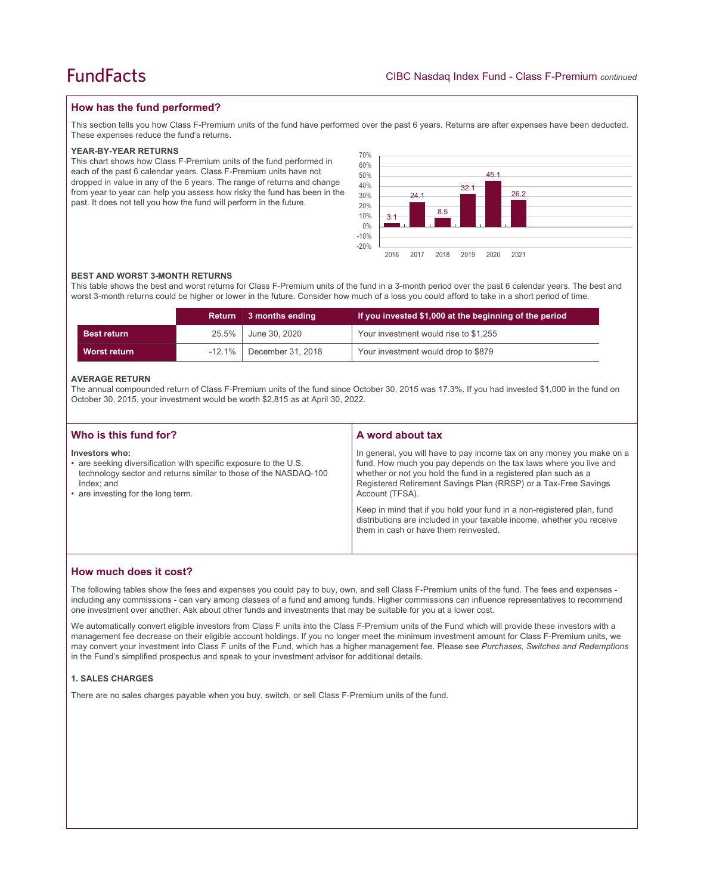## How has the fund performed?

This section tells you how Class F-Premium units of the fund have performed over the past 6 years. Returns are after expenses have been deducted. These expenses reduce the fund's returns.

### YEAR-BY-YEAR RETURNS

This chart shows how Class F-Premium units of the fund performed in each of the past 6 calendar years. Class F-Premium units have not dropped in value in any of the 6 years. The range of returns and change from year to year can help you assess how risky the fund has been in the past. It does not tell you how the fund will perform in the future.

| Year | 2016 | 2017 | 2018 | 2019 | 2020 | 2021 |
|---|---|---|---|---|---|---|
| Return (%) | 3.1 | 24.1 | 8.5 | 32.1 | 45.1 | 26.2 |

### BEST AND WORST 3-MONTH RETURNS

This table shows the best and worst returns for Class F-Premium units of the fund in a 3-month period over the past 6 calendar years. The best and worst 3-month returns could be higher or lower in the future. Consider how much of a loss you could afford to take in a short period of time.

| | Return | 3 months ending | If you invested $1,000 at the beginning of the period |
|---|---|---|---|
| **Best return** | 25.5% | June 30, 2020 | Your investment would rise to $1,255 |
| **Worst return** | -12.1% | December 31, 2018 | Your investment would drop to $879 |

### AVERAGE RETURN

The annual compounded return of Class F-Premium units of the fund since October 30, 2015 was 17.3%. If you had invested $1,000 in the fund on October 30, 2015, your investment would be worth $2,815 as at April 30, 2022.

## Who is this fund for?

**Investors who:**

- are seeking diversification with specific exposure to the U.S. technology sector and returns similar to those of the NASDAQ-100 Index; and
- are investing for the long term.

## A word about tax

In general, you will have to pay income tax on any money you make on a fund. How much you pay depends on the tax laws where you live and whether or not you hold the fund in a registered plan such as a Registered Retirement Savings Plan (RRSP) or a Tax-Free Savings Account (TFSA).

Keep in mind that if you hold your fund in a non-registered plan, fund distributions are included in your taxable income, whether you receive them in cash or have them reinvested.

## How much does it cost?

The following tables show the fees and expenses you could pay to buy, own, and sell Class F-Premium units of the fund. The fees and expenses - including any commissions - can vary among classes of a fund and among funds. Higher commissions can influence representatives to recommend one investment over another. Ask about other funds and investments that may be suitable for you at a lower cost.

We automatically convert eligible investors from Class F units into the Class F-Premium units of the Fund which will provide these investors with a management fee decrease on their eligible account holdings. If you no longer meet the minimum investment amount for Class F-Premium units, we may convert your investment into Class F units of the Fund, which has a higher management fee. Please see *Purchases, Switches and Redemptions* in the Fund's simplified prospectus and speak to your investment advisor for additional details.

### 1. SALES CHARGES

There are no sales charges payable when you buy, switch, or sell Class F-Premium units of the fund.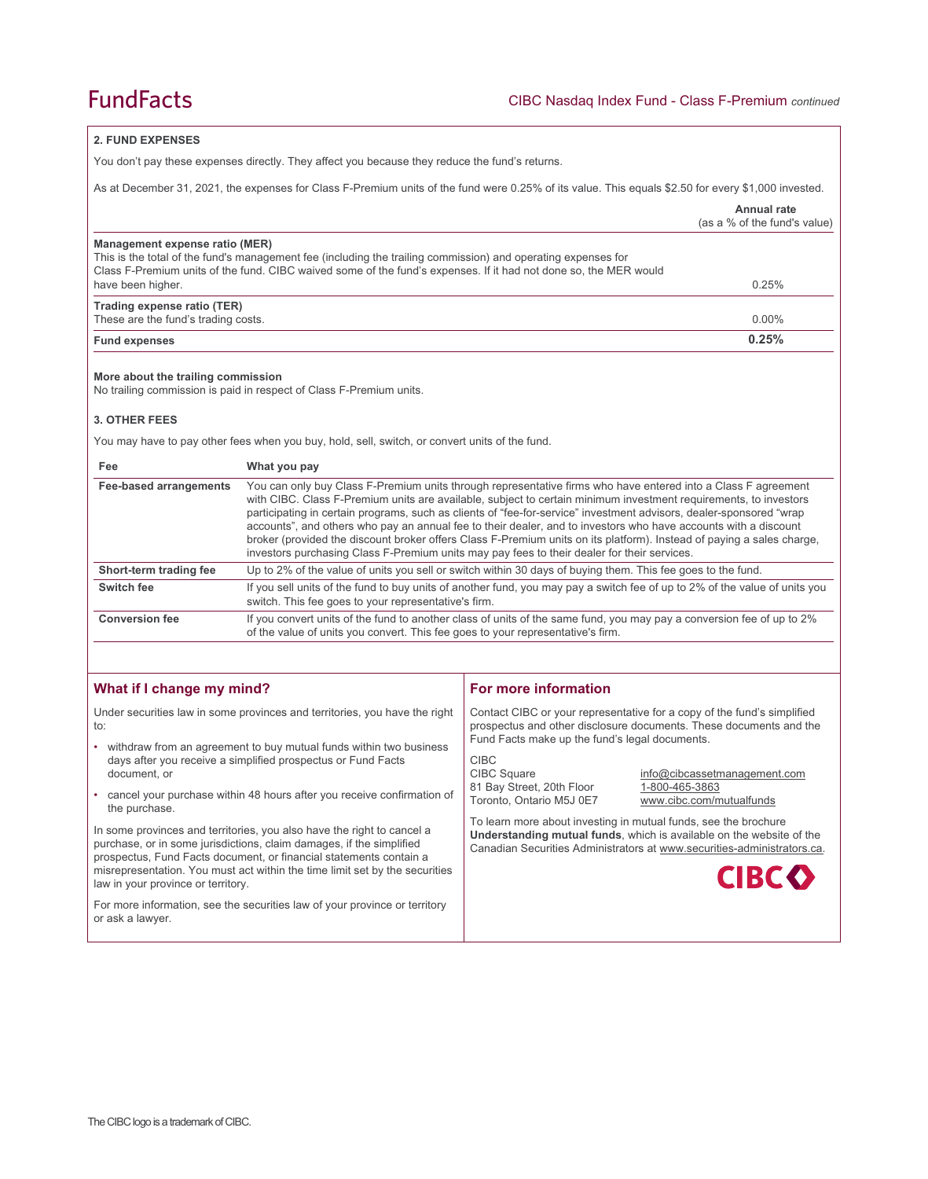## 2. FUND EXPENSES

You don't pay these expenses directly. They affect you because they reduce the fund's returns.

As at December 31, 2021, the expenses for Class F-Premium units of the fund were 0.25% of its value. This equals $2.50 for every $1,000 invested.

| | Annual rate (as a % of the fund's value) |
|---|---|
| **Management expense ratio (MER)** This is the total of the fund's management fee (including the trailing commission) and operating expenses for Class F-Premium units of the fund. CIBC waived some of the fund's expenses. If it had not done so, the MER would have been higher. | 0.25% |
| **Trading expense ratio (TER)** These are the fund's trading costs. | 0.00% |
| **Fund expenses** | **0.25%** |

**More about the trailing commission**

No trailing commission is paid in respect of Class F-Premium units.

## 3. OTHER FEES

You may have to pay other fees when you buy, hold, sell, switch, or convert units of the fund.

| Fee | What you pay |
|---|---|
| **Fee-based arrangements** | You can only buy Class F-Premium units through representative firms who have entered into a Class F agreement with CIBC. Class F-Premium units are available, subject to certain minimum investment requirements, to investors participating in certain programs, such as clients of "fee-for-service" investment advisors, dealer-sponsored "wrap accounts", and others who pay an annual fee to their dealer, and to investors who have accounts with a discount broker (provided the discount broker offers Class F-Premium units on its platform). Instead of paying a sales charge, investors purchasing Class F-Premium units may pay fees to their dealer for their services. |
| **Short-term trading fee** | Up to 2% of the value of units you sell or switch within 30 days of buying them. This fee goes to the fund. |
| **Switch fee** | If you sell units of the fund to buy units of another fund, you may pay a switch fee of up to 2% of the value of units you switch. This fee goes to your representative's firm. |
| **Conversion fee** | If you convert units of the fund to another class of units of the same fund, you may pay a conversion fee of up to 2% of the value of units you convert. This fee goes to your representative's firm. |

## What if I change my mind?

Under securities law in some provinces and territories, you have the right to:

- withdraw from an agreement to buy mutual funds within two business days after you receive a simplified prospectus or Fund Facts document, or
- cancel your purchase within 48 hours after you receive confirmation of the purchase.

In some provinces and territories, you also have the right to cancel a purchase, or in some jurisdictions, claim damages, if the simplified prospectus, Fund Facts document, or financial statements contain a misrepresentation. You must act within the time limit set by the securities law in your province or territory.

For more information, see the securities law of your province or territory or ask a lawyer.

## For more information

Contact CIBC or your representative for a copy of the fund's simplified prospectus and other disclosure documents. These documents and the Fund Facts make up the fund's legal documents.

CIBC
CIBC Square
81 Bay Street, 20th Floor
Toronto, Ontario M5J 0E7

info@cibcassetmanagement.com
1-800-465-3863
www.cibc.com/mutualfunds

To learn more about investing in mutual funds, see the brochure **Understanding mutual funds**, which is available on the website of the Canadian Securities Administrators at www.securities-administrators.ca.

The CIBC logo is a trademark of CIBC.